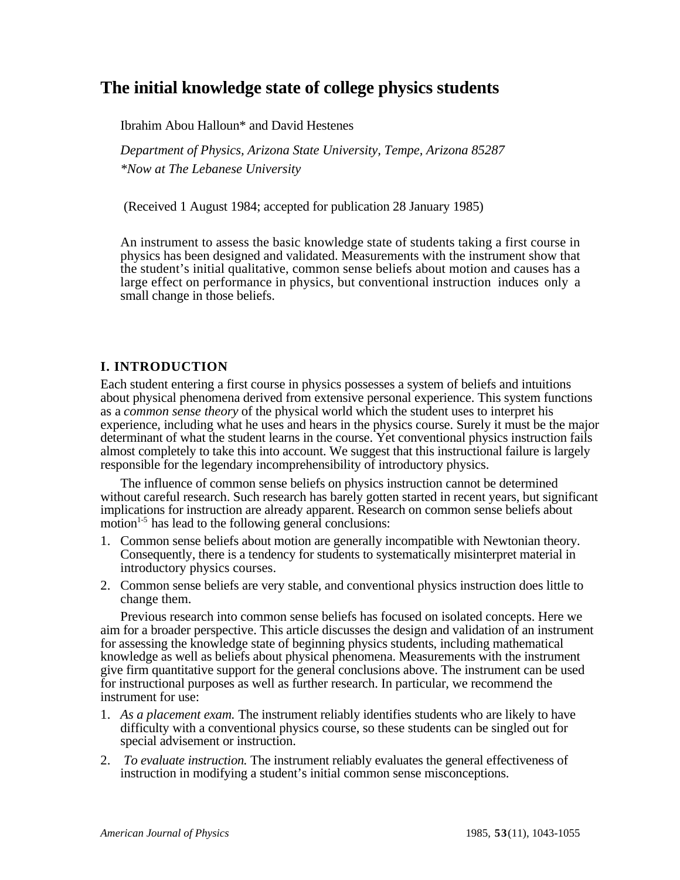# The initial knowledge state of college physics students

Ibrahim Abou Halloun* and David Hestenes

*Department of Physics, Arizona State University, Tempe, Arizona 85287*
*\*Now at The Lebanese University*

(Received 1 August 1984; accepted for publication 28 January 1985)

An instrument to assess the basic knowledge state of students taking a first course in physics has been designed and validated. Measurements with the instrument show that the student's initial qualitative, common sense beliefs about motion and causes has a large effect on performance in physics, but conventional instruction induces only a small change in those beliefs.

## I. INTRODUCTION

Each student entering a first course in physics possesses a system of beliefs and intuitions about physical phenomena derived from extensive personal experience. This system functions as a *common sense theory* of the physical world which the student uses to interpret his experience, including what he uses and hears in the physics course. Surely it must be the major determinant of what the student learns in the course. Yet conventional physics instruction fails almost completely to take this into account. We suggest that this instructional failure is largely responsible for the legendary incomprehensibility of introductory physics.

The influence of common sense beliefs on physics instruction cannot be determined without careful research. Such research has barely gotten started in recent years, but significant implications for instruction are already apparent. Research on common sense beliefs about motion[1-5] has lead to the following general conclusions:

1. Common sense beliefs about motion are generally incompatible with Newtonian theory. Consequently, there is a tendency for students to systematically misinterpret material in introductory physics courses.
2. Common sense beliefs are very stable, and conventional physics instruction does little to change them.

Previous research into common sense beliefs has focused on isolated concepts. Here we aim for a broader perspective. This article discusses the design and validation of an instrument for assessing the knowledge state of beginning physics students, including mathematical knowledge as well as beliefs about physical phenomena. Measurements with the instrument give firm quantitative support for the general conclusions above. The instrument can be used for instructional purposes as well as further research. In particular, we recommend the instrument for use:

1. *As a placement exam.* The instrument reliably identifies students who are likely to have difficulty with a conventional physics course, so these students can be singled out for special advisement or instruction.
2. *To evaluate instruction.* The instrument reliably evaluates the general effectiveness of instruction in modifying a student's initial common sense misconceptions.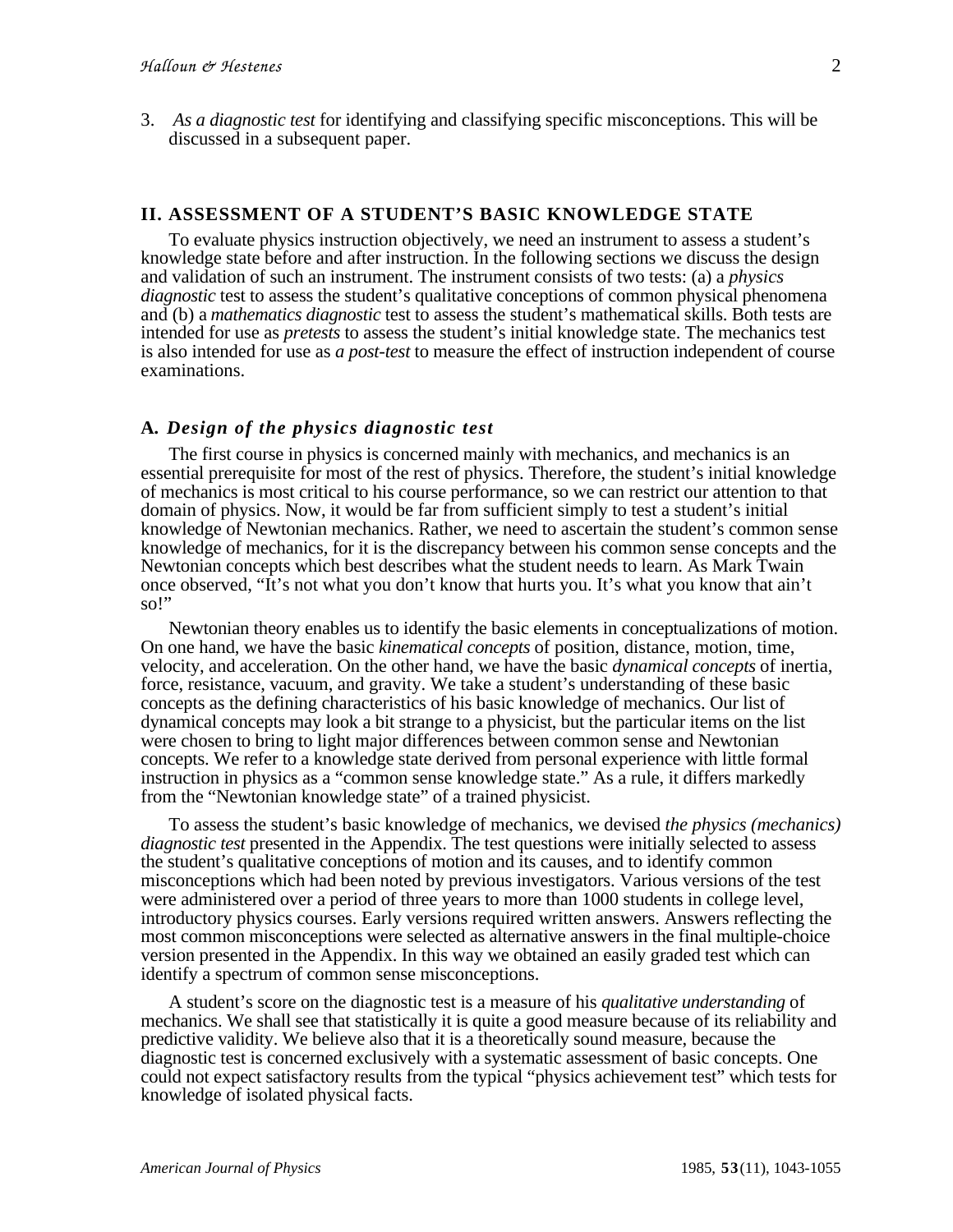3. *As a diagnostic test* for identifying and classifying specific misconceptions. This will be discussed in a subsequent paper.

## II. ASSESSMENT OF A STUDENT'S BASIC KNOWLEDGE STATE

To evaluate physics instruction objectively, we need an instrument to assess a student's knowledge state before and after instruction. In the following sections we discuss the design and validation of such an instrument. The instrument consists of two tests: (a) a *physics diagnostic* test to assess the student's qualitative conceptions of common physical phenomena and (b) a *mathematics diagnostic* test to assess the student's mathematical skills. Both tests are intended for use as *pretests* to assess the student's initial knowledge state. The mechanics test is also intended for use as *a post-test* to measure the effect of instruction independent of course examinations.

### A. *Design of the physics diagnostic test*

The first course in physics is concerned mainly with mechanics, and mechanics is an essential prerequisite for most of the rest of physics. Therefore, the student's initial knowledge of mechanics is most critical to his course performance, so we can restrict our attention to that domain of physics. Now, it would be far from sufficient simply to test a student's initial knowledge of Newtonian mechanics. Rather, we need to ascertain the student's common sense knowledge of mechanics, for it is the discrepancy between his common sense concepts and the Newtonian concepts which best describes what the student needs to learn. As Mark Twain once observed, "It's not what you don't know that hurts you. It's what you know that ain't so!"

Newtonian theory enables us to identify the basic elements in conceptualizations of motion. On one hand, we have the basic *kinematical concepts* of position, distance, motion, time, velocity, and acceleration. On the other hand, we have the basic *dynamical concepts* of inertia, force, resistance, vacuum, and gravity. We take a student's understanding of these basic concepts as the defining characteristics of his basic knowledge of mechanics. Our list of dynamical concepts may look a bit strange to a physicist, but the particular items on the list were chosen to bring to light major differences between common sense and Newtonian concepts. We refer to a knowledge state derived from personal experience with little formal instruction in physics as a "common sense knowledge state." As a rule, it differs markedly from the "Newtonian knowledge state" of a trained physicist.

To assess the student's basic knowledge of mechanics, we devised *the physics (mechanics) diagnostic test* presented in the Appendix. The test questions were initially selected to assess the student's qualitative conceptions of motion and its causes, and to identify common misconceptions which had been noted by previous investigators. Various versions of the test were administered over a period of three years to more than 1000 students in college level, introductory physics courses. Early versions required written answers. Answers reflecting the most common misconceptions were selected as alternative answers in the final multiple-choice version presented in the Appendix. In this way we obtained an easily graded test which can identify a spectrum of common sense misconceptions.

A student's score on the diagnostic test is a measure of his *qualitative understanding* of mechanics. We shall see that statistically it is quite a good measure because of its reliability and predictive validity. We believe also that it is a theoretically sound measure, because the diagnostic test is concerned exclusively with a systematic assessment of basic concepts. One could not expect satisfactory results from the typical "physics achievement test" which tests for knowledge of isolated physical facts.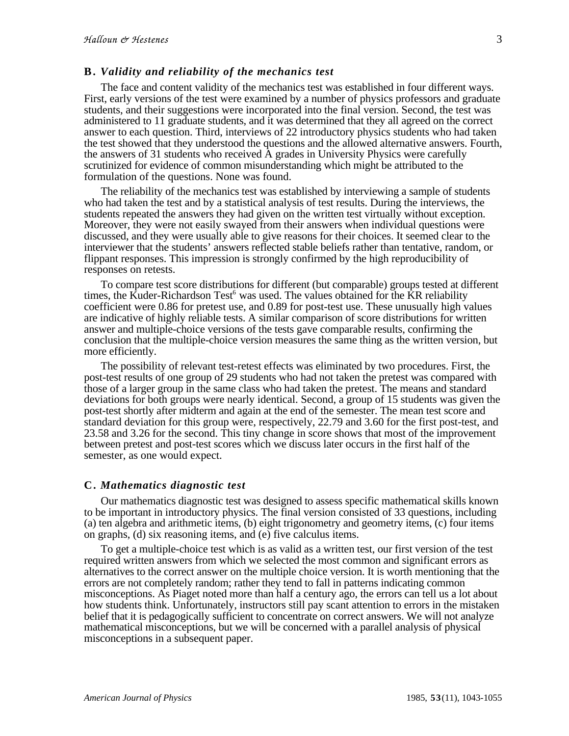### B. *Validity and reliability of the mechanics test*

The face and content validity of the mechanics test was established in four different ways. First, early versions of the test were examined by a number of physics professors and graduate students, and their suggestions were incorporated into the final version. Second, the test was administered to 11 graduate students, and it was determined that they all agreed on the correct answer to each question. Third, interviews of 22 introductory physics students who had taken the test showed that they understood the questions and the allowed alternative answers. Fourth, the answers of 31 students who received A grades in University Physics were carefully scrutinized for evidence of common misunderstanding which might be attributed to the formulation of the questions. None was found.

The reliability of the mechanics test was established by interviewing a sample of students who had taken the test and by a statistical analysis of test results. During the interviews, the students repeated the answers they had given on the written test virtually without exception. Moreover, they were not easily swayed from their answers when individual questions were discussed, and they were usually able to give reasons for their choices. It seemed clear to the interviewer that the students' answers reflected stable beliefs rather than tentative, random, or flippant responses. This impression is strongly confirmed by the high reproducibility of responses on retests.

To compare test score distributions for different (but comparable) groups tested at different times, the Kuder-Richardson Test[6] was used. The values obtained for the KR reliability coefficient were 0.86 for pretest use, and 0.89 for post-test use. These unusually high values are indicative of highly reliable tests. A similar comparison of score distributions for written answer and multiple-choice versions of the tests gave comparable results, confirming the conclusion that the multiple-choice version measures the same thing as the written version, but more efficiently.

The possibility of relevant test-retest effects was eliminated by two procedures. First, the post-test results of one group of 29 students who had not taken the pretest was compared with those of a larger group in the same class who had taken the pretest. The means and standard deviations for both groups were nearly identical. Second, a group of 15 students was given the post-test shortly after midterm and again at the end of the semester. The mean test score and standard deviation for this group were, respectively, 22.79 and 3.60 for the first post-test, and 23.58 and 3.26 for the second. This tiny change in score shows that most of the improvement between pretest and post-test scores which we discuss later occurs in the first half of the semester, as one would expect.

### C. *Mathematics diagnostic test*

Our mathematics diagnostic test was designed to assess specific mathematical skills known to be important in introductory physics. The final version consisted of 33 questions, including (a) ten algebra and arithmetic items, (b) eight trigonometry and geometry items, (c) four items on graphs, (d) six reasoning items, and (e) five calculus items.

To get a multiple-choice test which is as valid as a written test, our first version of the test required written answers from which we selected the most common and significant errors as alternatives to the correct answer on the multiple choice version. It is worth mentioning that the errors are not completely random; rather they tend to fall in patterns indicating common misconceptions. As Piaget noted more than half a century ago, the errors can tell us a lot about how students think. Unfortunately, instructors still pay scant attention to errors in the mistaken belief that it is pedagogically sufficient to concentrate on correct answers. We will not analyze mathematical misconceptions, but we will be concerned with a parallel analysis of physical misconceptions in a subsequent paper.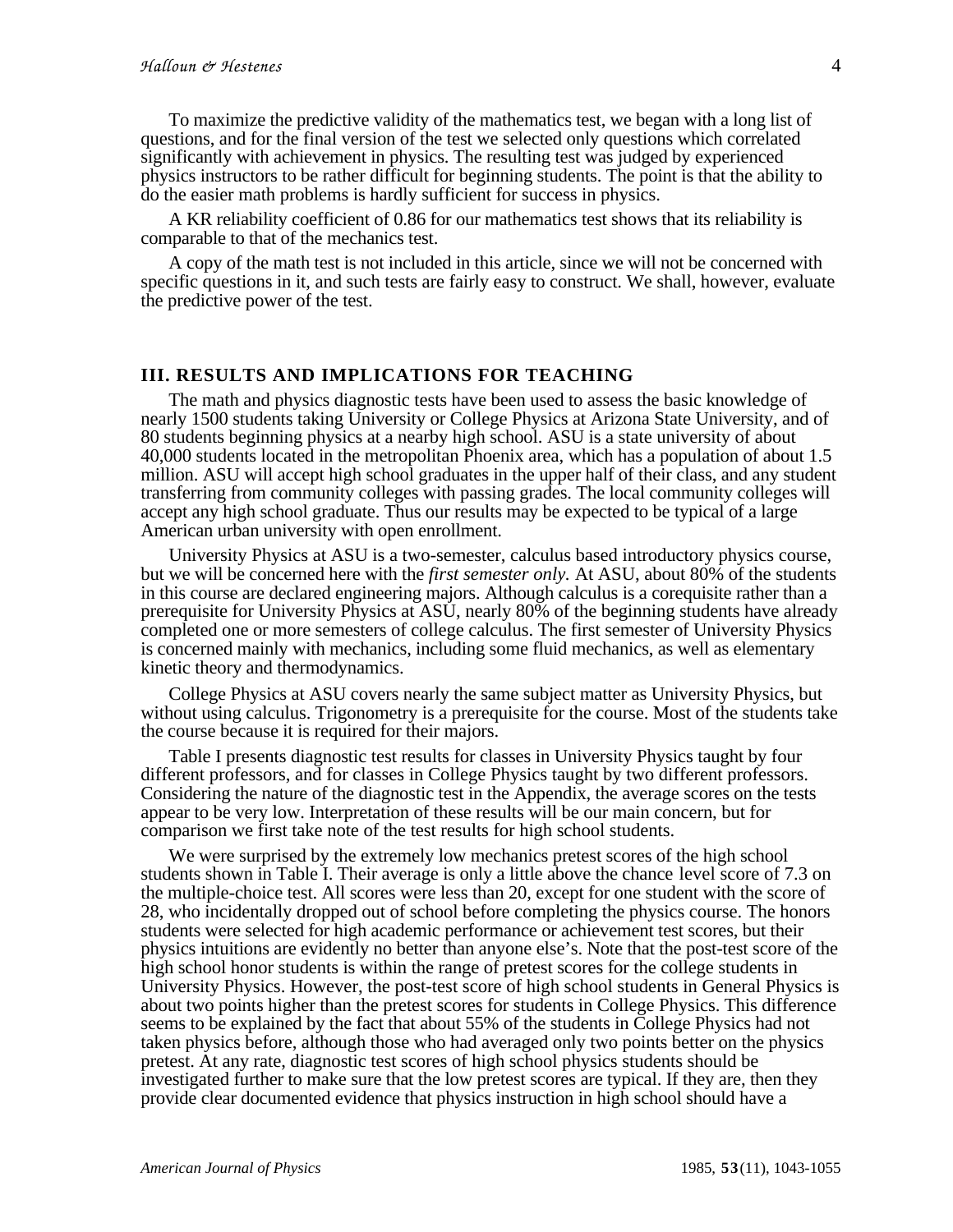To maximize the predictive validity of the mathematics test, we began with a long list of questions, and for the final version of the test we selected only questions which correlated significantly with achievement in physics. The resulting test was judged by experienced physics instructors to be rather difficult for beginning students. The point is that the ability to do the easier math problems is hardly sufficient for success in physics.

A KR reliability coefficient of 0.86 for our mathematics test shows that its reliability is comparable to that of the mechanics test.

A copy of the math test is not included in this article, since we will not be concerned with specific questions in it, and such tests are fairly easy to construct. We shall, however, evaluate the predictive power of the test.

## III. RESULTS AND IMPLICATIONS FOR TEACHING

The math and physics diagnostic tests have been used to assess the basic knowledge of nearly 1500 students taking University or College Physics at Arizona State University, and of 80 students beginning physics at a nearby high school. ASU is a state university of about 40,000 students located in the metropolitan Phoenix area, which has a population of about 1.5 million. ASU will accept high school graduates in the upper half of their class, and any student transferring from community colleges with passing grades. The local community colleges will accept any high school graduate. Thus our results may be expected to be typical of a large American urban university with open enrollment.

University Physics at ASU is a two-semester, calculus based introductory physics course, but we will be concerned here with the *first semester only.* At ASU, about 80% of the students in this course are declared engineering majors. Although calculus is a corequisite rather than a prerequisite for University Physics at ASU, nearly 80% of the beginning students have already completed one or more semesters of college calculus. The first semester of University Physics is concerned mainly with mechanics, including some fluid mechanics, as well as elementary kinetic theory and thermodynamics.

College Physics at ASU covers nearly the same subject matter as University Physics, but without using calculus. Trigonometry is a prerequisite for the course. Most of the students take the course because it is required for their majors.

Table I presents diagnostic test results for classes in University Physics taught by four different professors, and for classes in College Physics taught by two different professors. Considering the nature of the diagnostic test in the Appendix, the average scores on the tests appear to be very low. Interpretation of these results will be our main concern, but for comparison we first take note of the test results for high school students.

We were surprised by the extremely low mechanics pretest scores of the high school students shown in Table I. Their average is only a little above the chance level score of 7.3 on the multiple-choice test. All scores were less than 20, except for one student with the score of 28, who incidentally dropped out of school before completing the physics course. The honors students were selected for high academic performance or achievement test scores, but their physics intuitions are evidently no better than anyone else's. Note that the post-test score of the high school honor students is within the range of pretest scores for the college students in University Physics. However, the post-test score of high school students in General Physics is about two points higher than the pretest scores for students in College Physics. This difference seems to be explained by the fact that about 55% of the students in College Physics had not taken physics before, although those who had averaged only two points better on the physics pretest. At any rate, diagnostic test scores of high school physics students should be investigated further to make sure that the low pretest scores are typical. If they are, then they provide clear documented evidence that physics instruction in high school should have a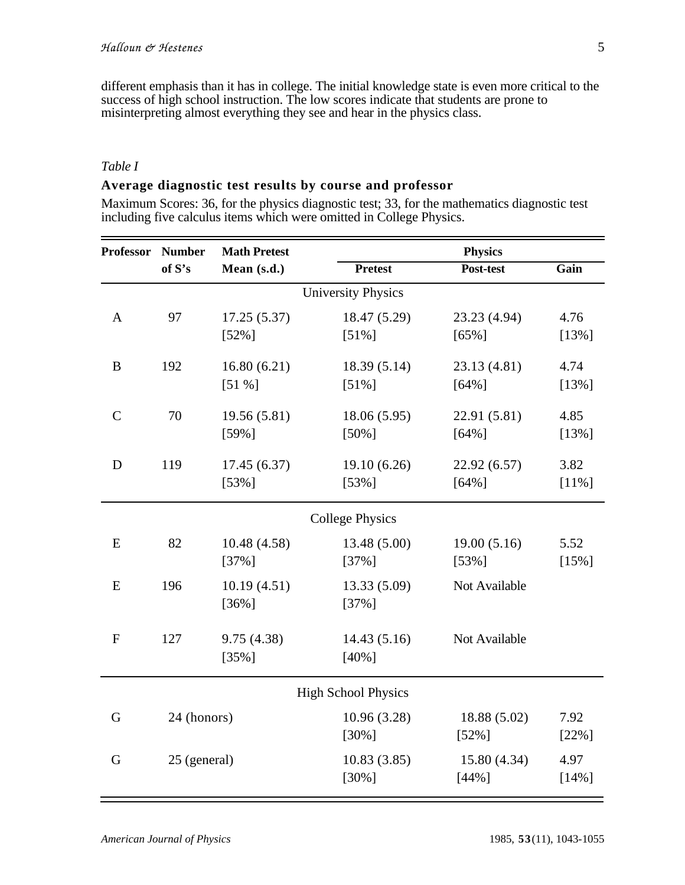different emphasis than it has in college. The initial knowledge state is even more critical to the success of high school instruction. The low scores indicate that students are prone to misinterpreting almost everything they see and hear in the physics class.

*Table I*

**Average diagnostic test results by course and professor**

Maximum Scores: 36, for the physics diagnostic test; 33, for the mathematics diagnostic test including five calculus items which were omitted in College Physics.

| Professor | Number of S's | Math Pretest Mean (s.d.) | Physics Pretest | Physics Post-test | Physics Gain |
|---|---|---|---|---|---|
| | | | University Physics | | |
| A | 97 | 17.25 (5.37) [52%] | 18.47 (5.29) [51%] | 23.23 (4.94) [65%] | 4.76 [13%] |
| B | 192 | 16.80 (6.21) [51 %] | 18.39 (5.14) [51%] | 23.13 (4.81) [64%] | 4.74 [13%] |
| C | 70 | 19.56 (5.81) [59%] | 18.06 (5.95) [50%] | 22.91 (5.81) [64%] | 4.85 [13%] |
| D | 119 | 17.45 (6.37) [53%] | 19.10 (6.26) [53%] | 22.92 (6.57) [64%] | 3.82 [11%] |
| | | | College Physics | | |
| E | 82 | 10.48 (4.58) [37%] | 13.48 (5.00) [37%] | 19.00 (5.16) [53%] | 5.52 [15%] |
| E | 196 | 10.19 (4.51) [36%] | 13.33 (5.09) [37%] | Not Available | |
| F | 127 | 9.75 (4.38) [35%] | 14.43 (5.16) [40%] | Not Available | |
| | | | High School Physics | | |
| G | 24 (honors) | | 10.96 (3.28) [30%] | 18.88 (5.02) [52%] | 7.92 [22%] |
| G | 25 (general) | | 10.83 (3.85) [30%] | 15.80 (4.34) [44%] | 4.97 [14%] |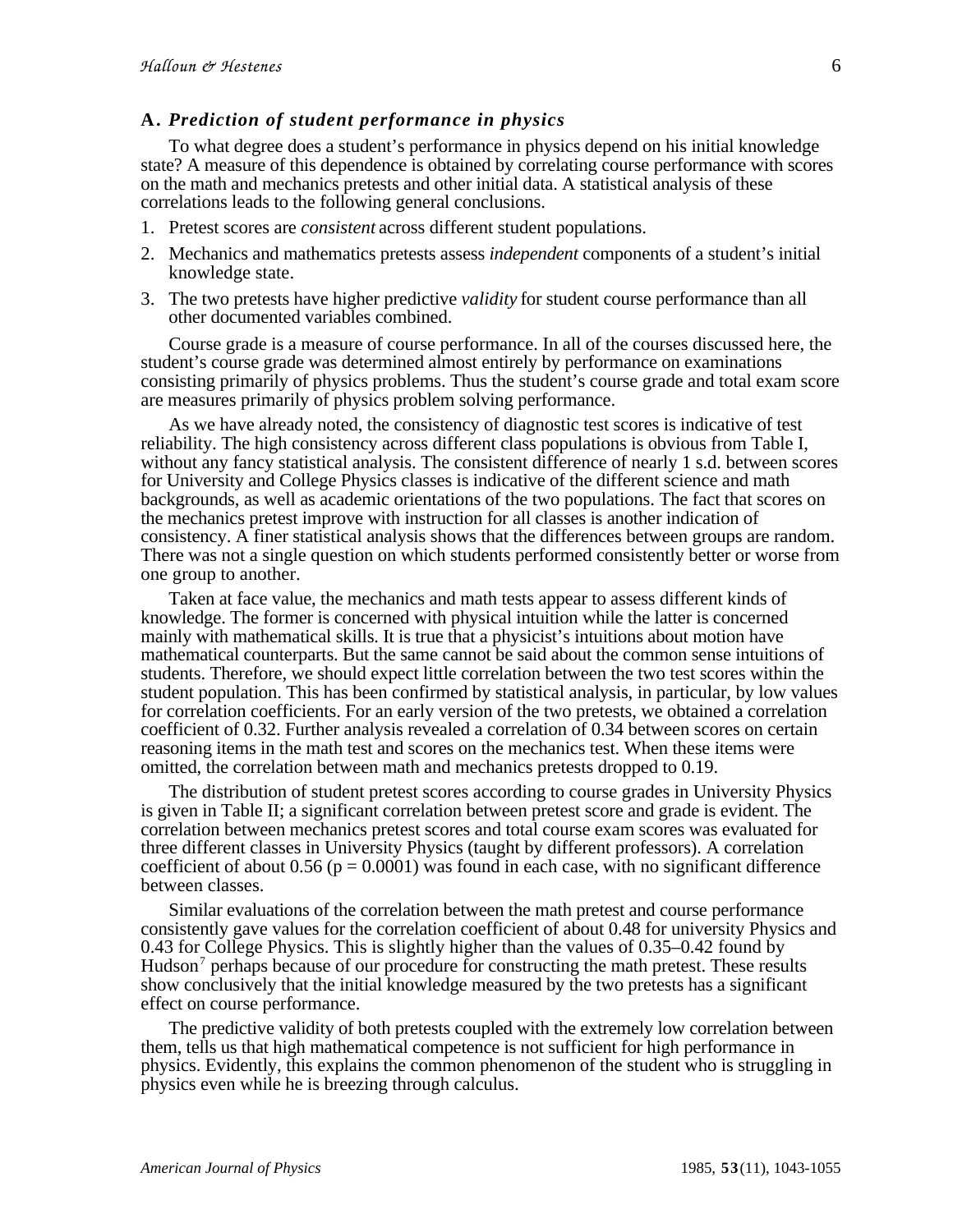### A. *Prediction of student performance in physics*

To what degree does a student's performance in physics depend on his initial knowledge state? A measure of this dependence is obtained by correlating course performance with scores on the math and mechanics pretests and other initial data. A statistical analysis of these correlations leads to the following general conclusions.

1. Pretest scores are *consistent* across different student populations.
2. Mechanics and mathematics pretests assess *independent* components of a student's initial knowledge state.
3. The two pretests have higher predictive *validity* for student course performance than all other documented variables combined.

Course grade is a measure of course performance. In all of the courses discussed here, the student's course grade was determined almost entirely by performance on examinations consisting primarily of physics problems. Thus the student's course grade and total exam score are measures primarily of physics problem solving performance.

As we have already noted, the consistency of diagnostic test scores is indicative of test reliability. The high consistency across different class populations is obvious from Table I, without any fancy statistical analysis. The consistent difference of nearly 1 s.d. between scores for University and College Physics classes is indicative of the different science and math backgrounds, as well as academic orientations of the two populations. The fact that scores on the mechanics pretest improve with instruction for all classes is another indication of consistency. A finer statistical analysis shows that the differences between groups are random. There was not a single question on which students performed consistently better or worse from one group to another.

Taken at face value, the mechanics and math tests appear to assess different kinds of knowledge. The former is concerned with physical intuition while the latter is concerned mainly with mathematical skills. It is true that a physicist's intuitions about motion have mathematical counterparts. But the same cannot be said about the common sense intuitions of students. Therefore, we should expect little correlation between the two test scores within the student population. This has been confirmed by statistical analysis, in particular, by low values for correlation coefficients. For an early version of the two pretests, we obtained a correlation coefficient of 0.32. Further analysis revealed a correlation of 0.34 between scores on certain reasoning items in the math test and scores on the mechanics test. When these items were omitted, the correlation between math and mechanics pretests dropped to 0.19.

The distribution of student pretest scores according to course grades in University Physics is given in Table II; a significant correlation between pretest score and grade is evident. The correlation between mechanics pretest scores and total course exam scores was evaluated for three different classes in University Physics (taught by different professors). A correlation coefficient of about 0.56 ($p = 0.0001$) was found in each case, with no significant difference between classes.

Similar evaluations of the correlation between the math pretest and course performance consistently gave values for the correlation coefficient of about 0.48 for university Physics and 0.43 for College Physics. This is slightly higher than the values of 0.35–0.42 found by Hudson[7] perhaps because of our procedure for constructing the math pretest. These results show conclusively that the initial knowledge measured by the two pretests has a significant effect on course performance.

The predictive validity of both pretests coupled with the extremely low correlation between them, tells us that high mathematical competence is not sufficient for high performance in physics. Evidently, this explains the common phenomenon of the student who is struggling in physics even while he is breezing through calculus.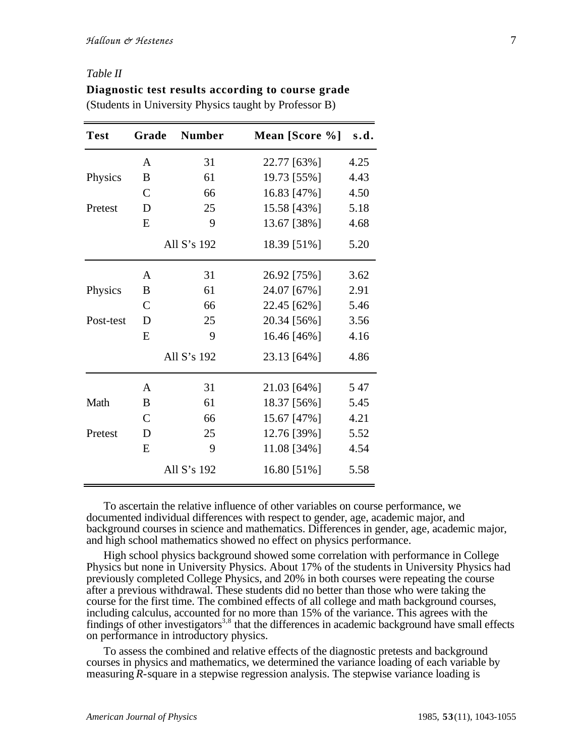*Table II*

**Diagnostic test results according to course grade**

(Students in University Physics taught by Professor B)

| Test | Grade | Number | Mean [Score %] | s.d. |
|---|---|---|---|---|
| Physics Pretest | A | 31 | 22.77 [63%] | 4.25 |
| | B | 61 | 19.73 [55%] | 4.43 |
| | C | 66 | 16.83 [47%] | 4.50 |
| | D | 25 | 15.58 [43%] | 5.18 |
| | E | 9 | 13.67 [38%] | 4.68 |
| | | All S's 192 | 18.39 [51%] | 5.20 |
| Physics Post-test | A | 31 | 26.92 [75%] | 3.62 |
| | B | 61 | 24.07 [67%] | 2.91 |
| | C | 66 | 22.45 [62%] | 5.46 |
| | D | 25 | 20.34 [56%] | 3.56 |
| | E | 9 | 16.46 [46%] | 4.16 |
| | | All S's 192 | 23.13 [64%] | 4.86 |
| Math Pretest | A | 31 | 21.03 [64%] | 5 47 |
| | B | 61 | 18.37 [56%] | 5.45 |
| | C | 66 | 15.67 [47%] | 4.21 |
| | D | 25 | 12.76 [39%] | 5.52 |
| | E | 9 | 11.08 [34%] | 4.54 |
| | | All S's 192 | 16.80 [51%] | 5.58 |

To ascertain the relative influence of other variables on course performance, we documented individual differences with respect to gender, age, academic major, and background courses in science and mathematics. Differences in gender, age, academic major, and high school mathematics showed no effect on physics performance.

High school physics background showed some correlation with performance in College Physics but none in University Physics. About 17% of the students in University Physics had previously completed College Physics, and 20% in both courses were repeating the course after a previous withdrawal. These students did no better than those who were taking the course for the first time. The combined effects of all college and math background courses, including calculus, accounted for no more than 15% of the variance. This agrees with the findings of other investigators[3,8] that the differences in academic background have small effects on performance in introductory physics.

To assess the combined and relative effects of the diagnostic pretests and background courses in physics and mathematics, we determined the variance loading of each variable by measuring $R$-square in a stepwise regression analysis. The stepwise variance loading is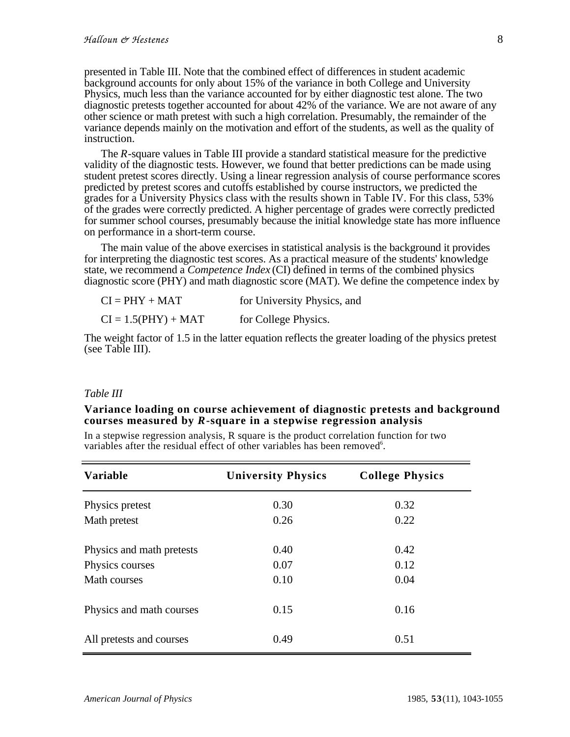presented in Table III. Note that the combined effect of differences in student academic background accounts for only about 15% of the variance in both College and University Physics, much less than the variance accounted for by either diagnostic test alone. The two diagnostic pretests together accounted for about 42% of the variance. We are not aware of any other science or math pretest with such a high correlation. Presumably, the remainder of the variance depends mainly on the motivation and effort of the students, as well as the quality of instruction.

The *R*-square values in Table III provide a standard statistical measure for the predictive validity of the diagnostic tests. However, we found that better predictions can be made using student pretest scores directly. Using a linear regression analysis of course performance scores predicted by pretest scores and cutoffs established by course instructors, we predicted the grades for a University Physics class with the results shown in Table IV. For this class, 53% of the grades were correctly predicted. A higher percentage of grades were correctly predicted for summer school courses, presumably because the initial knowledge state has more influence on performance in a short-term course.

The main value of the above exercises in statistical analysis is the background it provides for interpreting the diagnostic test scores. As a practical measure of the students' knowledge state, we recommend a *Competence Index* (CI) defined in terms of the combined physics diagnostic score (PHY) and math diagnostic score (MAT). We define the competence index by

$$\mathrm{CI} = \mathrm{PHY} + \mathrm{MAT} \quad \text{for University Physics, and}$$

$$\mathrm{CI} = 1.5(\mathrm{PHY}) + \mathrm{MAT} \quad \text{for College Physics.}$$

The weight factor of 1.5 in the latter equation reflects the greater loading of the physics pretest (see Table III).

*Table III*

**Variance loading on course achievement of diagnostic pretests and background courses measured by *R*-square in a stepwise regression analysis**

In a stepwise regression analysis, R square is the product correlation function for two variables after the residual effect of other variables has been removed[6].

| Variable | University Physics | College Physics |
|---|---|---|
| Physics pretest | 0.30 | 0.32 |
| Math pretest | 0.26 | 0.22 |
| Physics and math pretests | 0.40 | 0.42 |
| Physics courses | 0.07 | 0.12 |
| Math courses | 0.10 | 0.04 |
| Physics and math courses | 0.15 | 0.16 |
| All pretests and courses | 0.49 | 0.51 |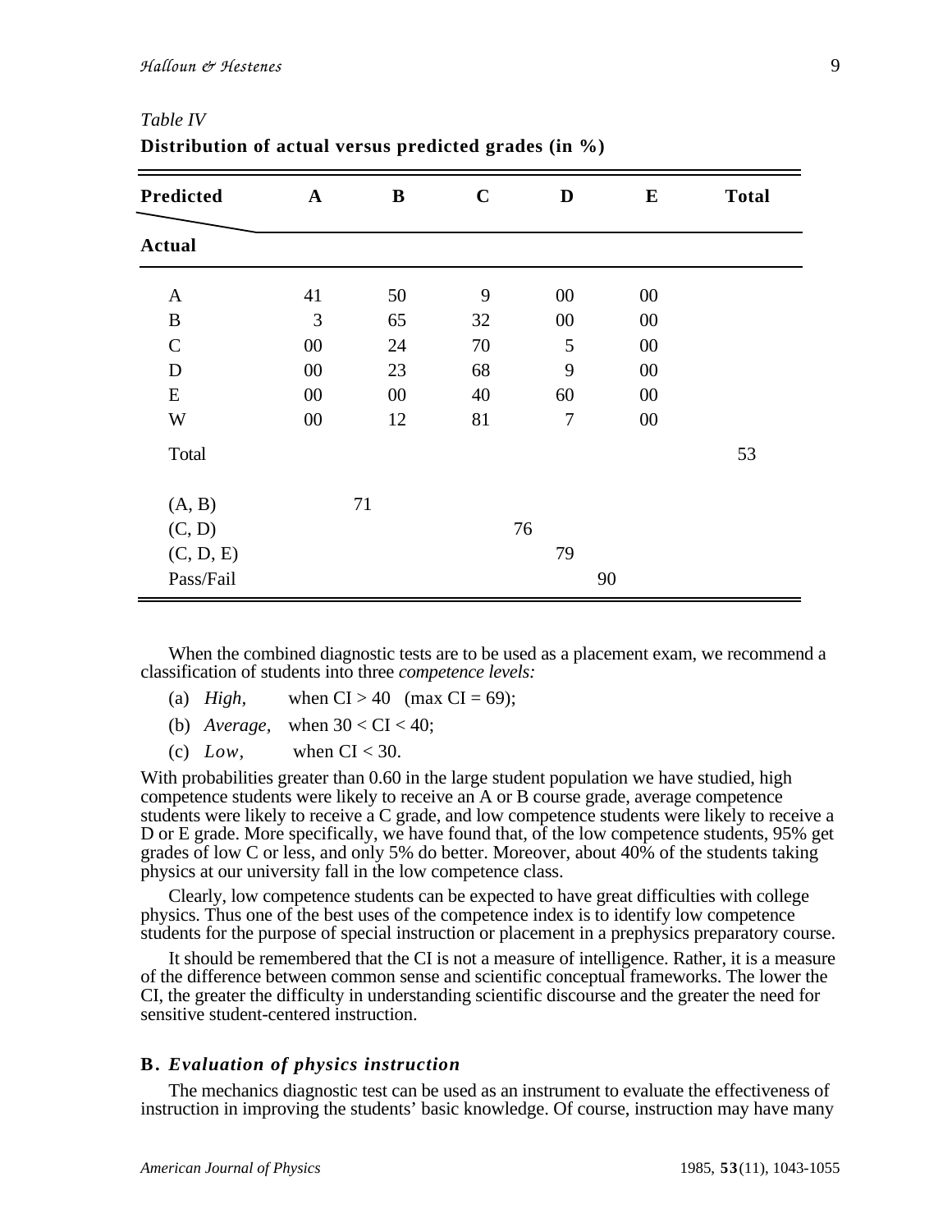*Table IV*

**Distribution of actual versus predicted grades (in %)**

| Predicted / Actual | A | B | C | D | E | Total |
|---|---|---|---|---|---|---|
| A | 41 | 50 | 9 | 00 | 00 | |
| B | 3 | 65 | 32 | 00 | 00 | |
| C | 00 | 24 | 70 | 5 | 00 | |
| D | 00 | 23 | 68 | 9 | 00 | |
| E | 00 | 00 | 40 | 60 | 00 | |
| W | 00 | 12 | 81 | 7 | 00 | |
| Total | | | | | | 53 |
| (A, B) | 71 | | | | | |
| (C, D) | | | 76 | | | |
| (C, D, E) | | | | 79 | | |
| Pass/Fail | | | | 90 | | |

When the combined diagnostic tests are to be used as a placement exam, we recommend a classification of students into three *competence levels:*

(a) *High*, when CI > 40 (max CI = 69);

(b) *Average*, when 30 < CI < 40;

(c) *Low*, when CI < 30.

With probabilities greater than 0.60 in the large student population we have studied, high competence students were likely to receive an A or B course grade, average competence students were likely to receive a C grade, and low competence students were likely to receive a D or E grade. More specifically, we have found that, of the low competence students, 95% get grades of low C or less, and only 5% do better. Moreover, about 40% of the students taking physics at our university fall in the low competence class.

Clearly, low competence students can be expected to have great difficulties with college physics. Thus one of the best uses of the competence index is to identify low competence students for the purpose of special instruction or placement in a prephysics preparatory course.

It should be remembered that the CI is not a measure of intelligence. Rather, it is a measure of the difference between common sense and scientific conceptual frameworks. The lower the CI, the greater the difficulty in understanding scientific discourse and the greater the need for sensitive student-centered instruction.

### B. *Evaluation of physics instruction*

The mechanics diagnostic test can be used as an instrument to evaluate the effectiveness of instruction in improving the students' basic knowledge. Of course, instruction may have many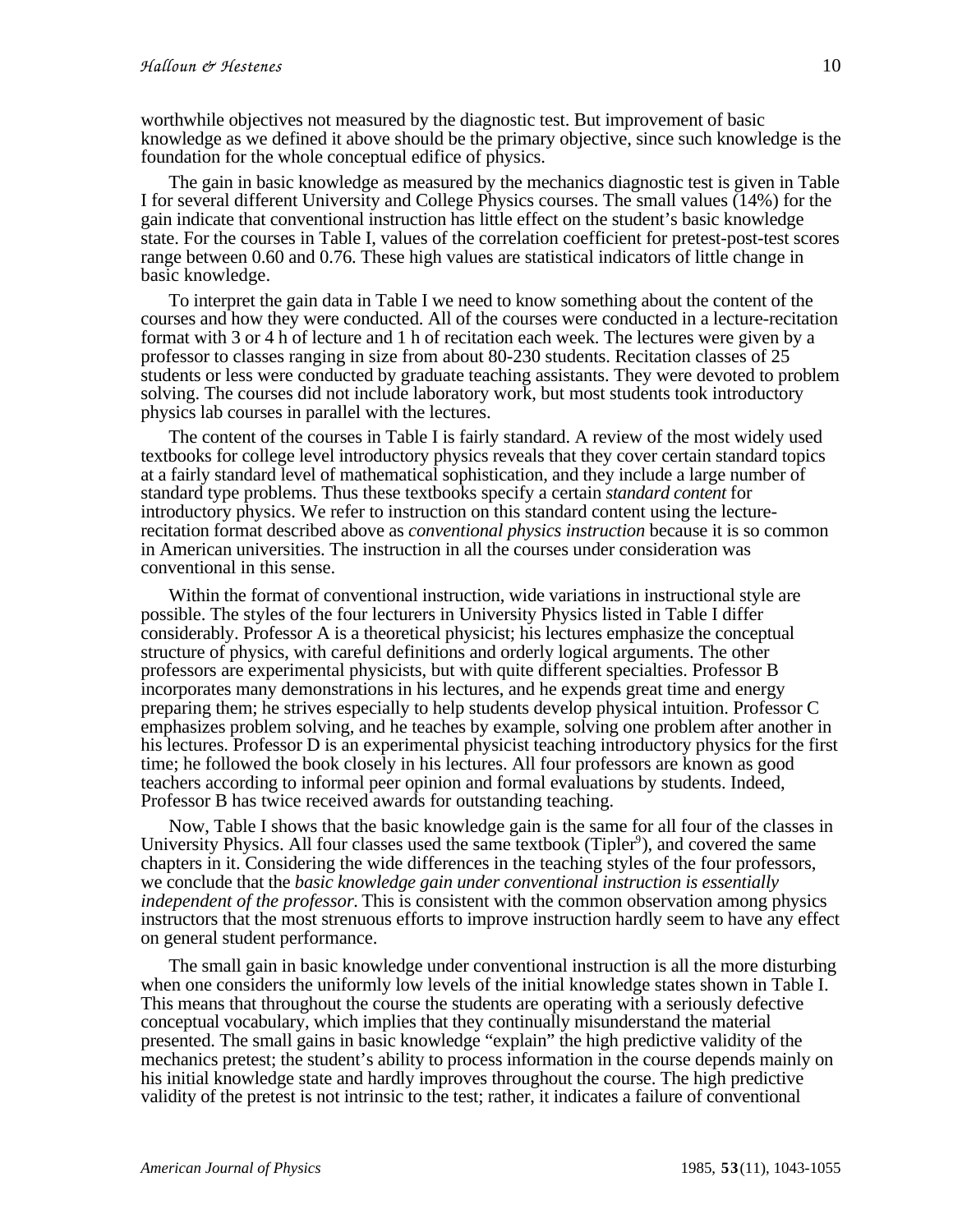worthwhile objectives not measured by the diagnostic test. But improvement of basic knowledge as we defined it above should be the primary objective, since such knowledge is the foundation for the whole conceptual edifice of physics.

The gain in basic knowledge as measured by the mechanics diagnostic test is given in Table I for several different University and College Physics courses. The small values (14%) for the gain indicate that conventional instruction has little effect on the student's basic knowledge state. For the courses in Table I, values of the correlation coefficient for pretest-post-test scores range between 0.60 and 0.76. These high values are statistical indicators of little change in basic knowledge.

To interpret the gain data in Table I we need to know something about the content of the courses and how they were conducted. All of the courses were conducted in a lecture-recitation format with 3 or 4 h of lecture and 1 h of recitation each week. The lectures were given by a professor to classes ranging in size from about 80-230 students. Recitation classes of 25 students or less were conducted by graduate teaching assistants. They were devoted to problem solving. The courses did not include laboratory work, but most students took introductory physics lab courses in parallel with the lectures.

The content of the courses in Table I is fairly standard. A review of the most widely used textbooks for college level introductory physics reveals that they cover certain standard topics at a fairly standard level of mathematical sophistication, and they include a large number of standard type problems. Thus these textbooks specify a certain *standard content* for introductory physics. We refer to instruction on this standard content using the lecture-recitation format described above as *conventional physics instruction* because it is so common in American universities. The instruction in all the courses under consideration was conventional in this sense.

Within the format of conventional instruction, wide variations in instructional style are possible. The styles of the four lecturers in University Physics listed in Table I differ considerably. Professor A is a theoretical physicist; his lectures emphasize the conceptual structure of physics, with careful definitions and orderly logical arguments. The other professors are experimental physicists, but with quite different specialties. Professor B incorporates many demonstrations in his lectures, and he expends great time and energy preparing them; he strives especially to help students develop physical intuition. Professor C emphasizes problem solving, and he teaches by example, solving one problem after another in his lectures. Professor D is an experimental physicist teaching introductory physics for the first time; he followed the book closely in his lectures. All four professors are known as good teachers according to informal peer opinion and formal evaluations by students. Indeed, Professor B has twice received awards for outstanding teaching.

Now, Table I shows that the basic knowledge gain is the same for all four of the classes in University Physics. All four classes used the same textbook (Tipler[9]), and covered the same chapters in it. Considering the wide differences in the teaching styles of the four professors, we conclude that the *basic knowledge gain under conventional instruction is essentially independent of the professor*. This is consistent with the common observation among physics instructors that the most strenuous efforts to improve instruction hardly seem to have any effect on general student performance.

The small gain in basic knowledge under conventional instruction is all the more disturbing when one considers the uniformly low levels of the initial knowledge states shown in Table I. This means that throughout the course the students are operating with a seriously defective conceptual vocabulary, which implies that they continually misunderstand the material presented. The small gains in basic knowledge "explain" the high predictive validity of the mechanics pretest; the student's ability to process information in the course depends mainly on his initial knowledge state and hardly improves throughout the course. The high predictive validity of the pretest is not intrinsic to the test; rather, it indicates a failure of conventional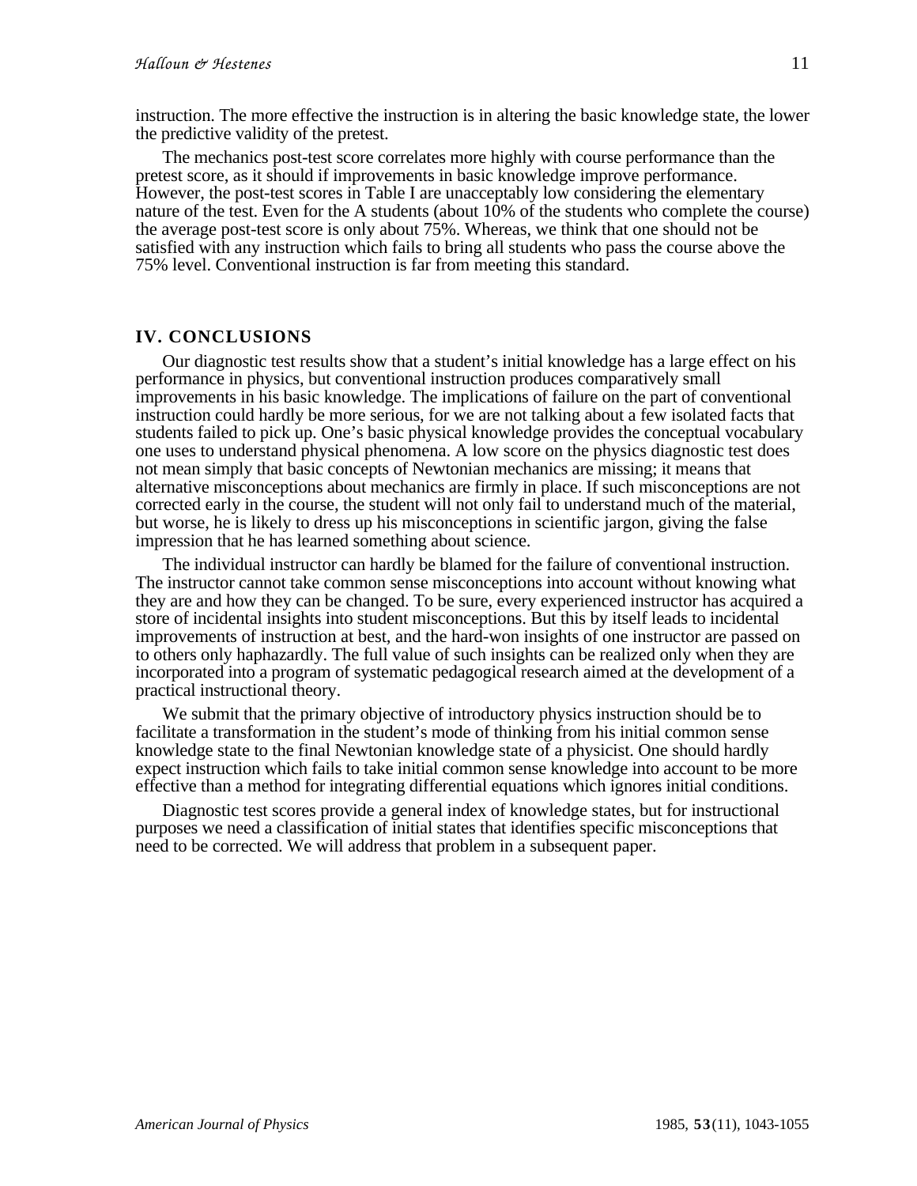instruction. The more effective the instruction is in altering the basic knowledge state, the lower the predictive validity of the pretest.

The mechanics post-test score correlates more highly with course performance than the pretest score, as it should if improvements in basic knowledge improve performance. However, the post-test scores in Table I are unacceptably low considering the elementary nature of the test. Even for the A students (about 10% of the students who complete the course) the average post-test score is only about 75%. Whereas, we think that one should not be satisfied with any instruction which fails to bring all students who pass the course above the 75% level. Conventional instruction is far from meeting this standard.

## IV. CONCLUSIONS

Our diagnostic test results show that a student's initial knowledge has a large effect on his performance in physics, but conventional instruction produces comparatively small improvements in his basic knowledge. The implications of failure on the part of conventional instruction could hardly be more serious, for we are not talking about a few isolated facts that students failed to pick up. One's basic physical knowledge provides the conceptual vocabulary one uses to understand physical phenomena. A low score on the physics diagnostic test does not mean simply that basic concepts of Newtonian mechanics are missing; it means that alternative misconceptions about mechanics are firmly in place. If such misconceptions are not corrected early in the course, the student will not only fail to understand much of the material, but worse, he is likely to dress up his misconceptions in scientific jargon, giving the false impression that he has learned something about science.

The individual instructor can hardly be blamed for the failure of conventional instruction. The instructor cannot take common sense misconceptions into account without knowing what they are and how they can be changed. To be sure, every experienced instructor has acquired a store of incidental insights into student misconceptions. But this by itself leads to incidental improvements of instruction at best, and the hard-won insights of one instructor are passed on to others only haphazardly. The full value of such insights can be realized only when they are incorporated into a program of systematic pedagogical research aimed at the development of a practical instructional theory.

We submit that the primary objective of introductory physics instruction should be to facilitate a transformation in the student's mode of thinking from his initial common sense knowledge state to the final Newtonian knowledge state of a physicist. One should hardly expect instruction which fails to take initial common sense knowledge into account to be more effective than a method for integrating differential equations which ignores initial conditions.

Diagnostic test scores provide a general index of knowledge states, but for instructional purposes we need a classification of initial states that identifies specific misconceptions that need to be corrected. We will address that problem in a subsequent paper.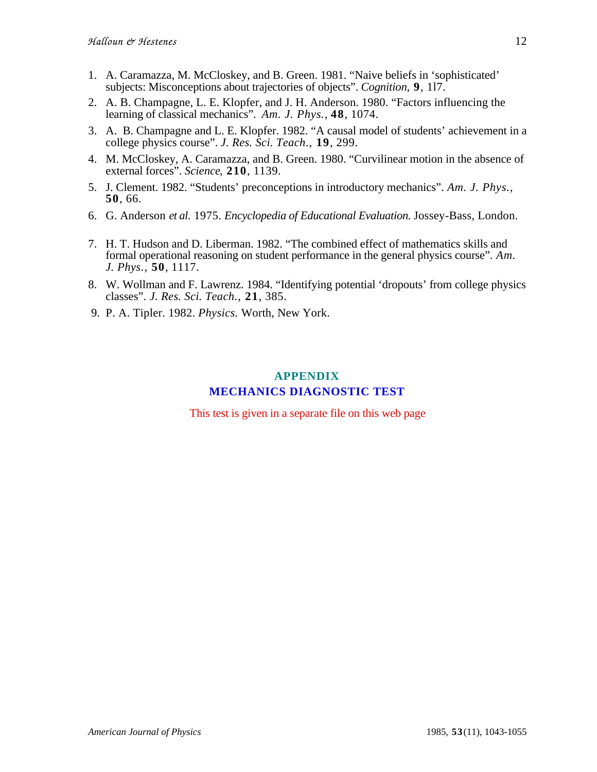1. A. Caramazza, M. McCloskey, and B. Green. 1981. “Naive beliefs in ‘sophisticated’ subjects: Misconceptions about trajectories of objects”. *Cognition*, **9**, 1l7.
2. A. B. Champagne, L. E. Klopfer, and J. H. Anderson. 1980. “Factors influencing the learning of classical mechanics”. *Am. J. Phys.*, **48**, 1074.
3. A. B. Champagne and L. E. Klopfer. 1982. “A causal model of students’ achievement in a college physics course”. *J. Res. Sci. Teach.*, **19**, 299.
4. M. McCloskey, A. Caramazza, and B. Green. 1980. “Curvilinear motion in the absence of external forces”. *Science*, **210**, 1139.
5. J. Clement. 1982. “Students’ preconceptions in introductory mechanics”. *Am. J. Phys.*, **50**, 66.
6. G. Anderson *et al.* 1975. *Encyclopedia of Educational Evaluation.* Jossey-Bass, London.
7. H. T. Hudson and D. Liberman. 1982. “The combined effect of mathematics skills and formal operational reasoning on student performance in the general physics course”. *Am. J. Phys.*, **50**, 1117.
8. W. Wollman and F. Lawrenz. 1984. “Identifying potential ‘dropouts’ from college physics classes”. *J. Res. Sci. Teach.*, **21**, 385.
9. P. A. Tipler. 1982. *Physics.* Worth, New York.

## APPENDIX

## MECHANICS DIAGNOSTIC TEST

This test is given in a separate file on this web page